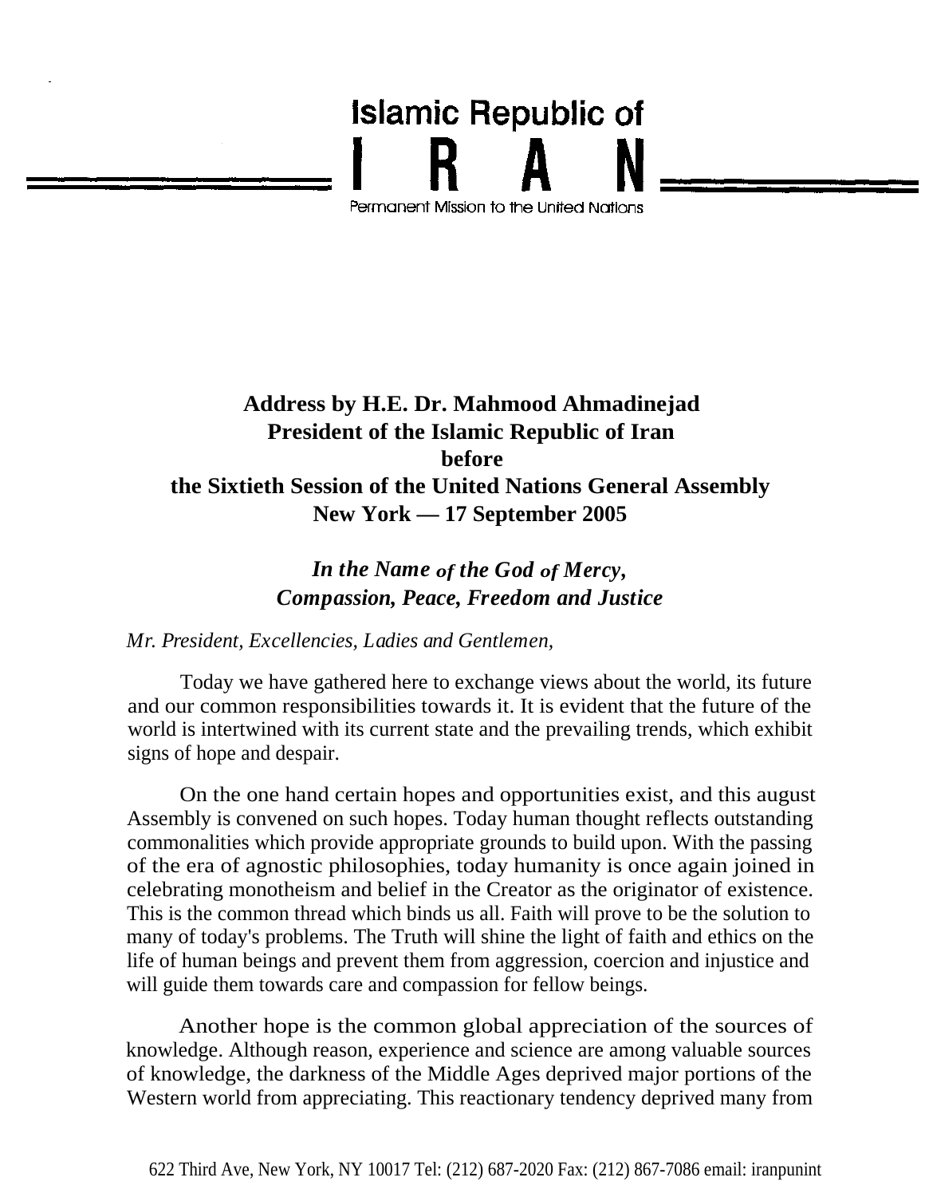Islamic Republic of

# IRAN

Permanent Mission to the United Nations

## Address by H.E. Dr. Mahmood Ahmadinejad
## President of the Islamic Republic of Iran
## before
## the Sixtieth Session of the United Nations General Assembly
## New York — 17 September 2005

***In the Name of the God of Mercy,***
***Compassion, Peace, Freedom and Justice***

*Mr. President, Excellencies, Ladies and Gentlemen,*

Today we have gathered here to exchange views about the world, its future and our common responsibilities towards it. It is evident that the future of the world is intertwined with its current state and the prevailing trends, which exhibit signs of hope and despair.

On the one hand certain hopes and opportunities exist, and this august Assembly is convened on such hopes. Today human thought reflects outstanding commonalities which provide appropriate grounds to build upon. With the passing of the era of agnostic philosophies, today humanity is once again joined in celebrating monotheism and belief in the Creator as the originator of existence. This is the common thread which binds us all. Faith will prove to be the solution to many of today's problems. The Truth will shine the light of faith and ethics on the life of human beings and prevent them from aggression, coercion and injustice and will guide them towards care and compassion for fellow beings.

Another hope is the common global appreciation of the sources of knowledge. Although reason, experience and science are among valuable sources of knowledge, the darkness of the Middle Ages deprived major portions of the Western world from appreciating. This reactionary tendency deprived many from

622 Third Ave, New York, NY 10017 Tel: (212) 687-2020 Fax: (212) 867-7086 email: iranpunint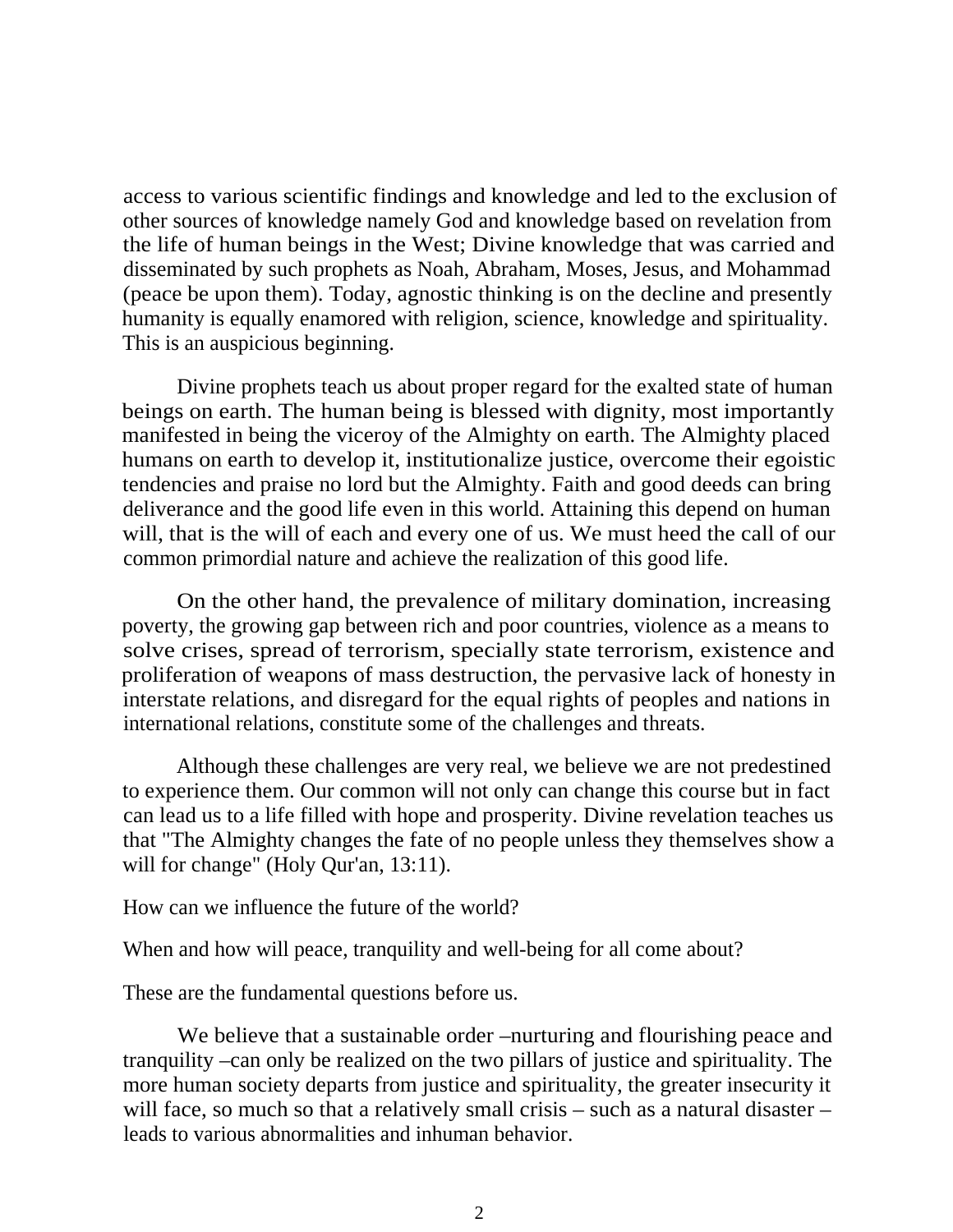access to various scientific findings and knowledge and led to the exclusion of other sources of knowledge namely God and knowledge based on revelation from the life of human beings in the West; Divine knowledge that was carried and disseminated by such prophets as Noah, Abraham, Moses, Jesus, and Mohammad (peace be upon them). Today, agnostic thinking is on the decline and presently humanity is equally enamored with religion, science, knowledge and spirituality. This is an auspicious beginning.

Divine prophets teach us about proper regard for the exalted state of human beings on earth. The human being is blessed with dignity, most importantly manifested in being the viceroy of the Almighty on earth. The Almighty placed humans on earth to develop it, institutionalize justice, overcome their egoistic tendencies and praise no lord but the Almighty. Faith and good deeds can bring deliverance and the good life even in this world. Attaining this depend on human will, that is the will of each and every one of us. We must heed the call of our common primordial nature and achieve the realization of this good life.

On the other hand, the prevalence of military domination, increasing poverty, the growing gap between rich and poor countries, violence as a means to solve crises, spread of terrorism, specially state terrorism, existence and proliferation of weapons of mass destruction, the pervasive lack of honesty in interstate relations, and disregard for the equal rights of peoples and nations in international relations, constitute some of the challenges and threats.

Although these challenges are very real, we believe we are not predestined to experience them. Our common will not only can change this course but in fact can lead us to a life filled with hope and prosperity. Divine revelation teaches us that "The Almighty changes the fate of no people unless they themselves show a will for change" (Holy Qur'an, 13:11).

How can we influence the future of the world?

When and how will peace, tranquility and well-being for all come about?

These are the fundamental questions before us.

We believe that a sustainable order –nurturing and flourishing peace and tranquility –can only be realized on the two pillars of justice and spirituality. The more human society departs from justice and spirituality, the greater insecurity it will face, so much so that a relatively small crisis – such as a natural disaster – leads to various abnormalities and inhuman behavior.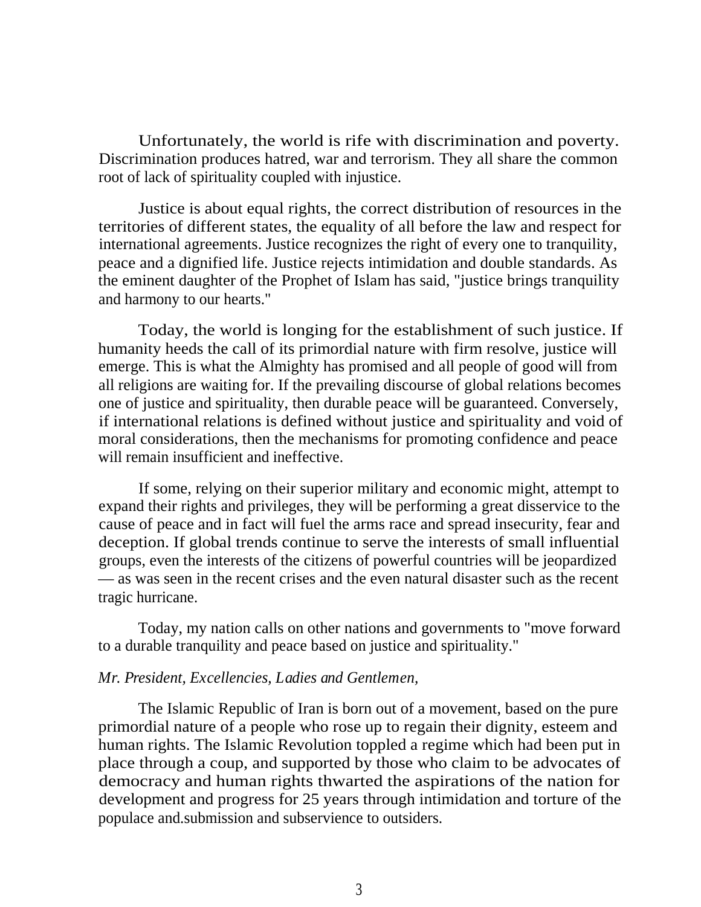Unfortunately, the world is rife with discrimination and poverty. Discrimination produces hatred, war and terrorism. They all share the common root of lack of spirituality coupled with injustice.

Justice is about equal rights, the correct distribution of resources in the territories of different states, the equality of all before the law and respect for international agreements. Justice recognizes the right of every one to tranquility, peace and a dignified life. Justice rejects intimidation and double standards. As the eminent daughter of the Prophet of Islam has said, "justice brings tranquility and harmony to our hearts."

Today, the world is longing for the establishment of such justice. If humanity heeds the call of its primordial nature with firm resolve, justice will emerge. This is what the Almighty has promised and all people of good will from all religions are waiting for. If the prevailing discourse of global relations becomes one of justice and spirituality, then durable peace will be guaranteed. Conversely, if international relations is defined without justice and spirituality and void of moral considerations, then the mechanisms for promoting confidence and peace will remain insufficient and ineffective.

If some, relying on their superior military and economic might, attempt to expand their rights and privileges, they will be performing a great disservice to the cause of peace and in fact will fuel the arms race and spread insecurity, fear and deception. If global trends continue to serve the interests of small influential groups, even the interests of the citizens of powerful countries will be jeopardized — as was seen in the recent crises and the even natural disaster such as the recent tragic hurricane.

Today, my nation calls on other nations and governments to "move forward to a durable tranquility and peace based on justice and spirituality."

*Mr. President, Excellencies, Ladies and Gentlemen,*

The Islamic Republic of Iran is born out of a movement, based on the pure primordial nature of a people who rose up to regain their dignity, esteem and human rights. The Islamic Revolution toppled a regime which had been put in place through a coup, and supported by those who claim to be advocates of democracy and human rights thwarted the aspirations of the nation for development and progress for 25 years through intimidation and torture of the populace and.submission and subservience to outsiders.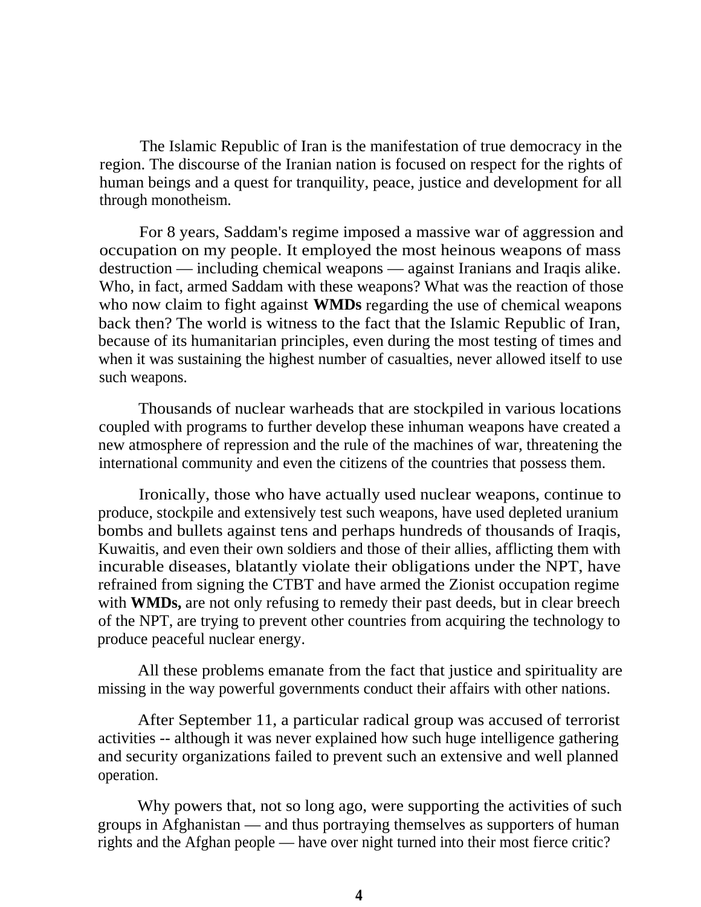The Islamic Republic of Iran is the manifestation of true democracy in the region. The discourse of the Iranian nation is focused on respect for the rights of human beings and a quest for tranquility, peace, justice and development for all through monotheism.

For 8 years, Saddam's regime imposed a massive war of aggression and occupation on my people. It employed the most heinous weapons of mass destruction — including chemical weapons — against Iranians and Iraqis alike. Who, in fact, armed Saddam with these weapons? What was the reaction of those who now claim to fight against **WMDs** regarding the use of chemical weapons back then? The world is witness to the fact that the Islamic Republic of Iran, because of its humanitarian principles, even during the most testing of times and when it was sustaining the highest number of casualties, never allowed itself to use such weapons.

Thousands of nuclear warheads that are stockpiled in various locations coupled with programs to further develop these inhuman weapons have created a new atmosphere of repression and the rule of the machines of war, threatening the international community and even the citizens of the countries that possess them.

Ironically, those who have actually used nuclear weapons, continue to produce, stockpile and extensively test such weapons, have used depleted uranium bombs and bullets against tens and perhaps hundreds of thousands of Iraqis, Kuwaitis, and even their own soldiers and those of their allies, afflicting them with incurable diseases, blatantly violate their obligations under the NPT, have refrained from signing the CTBT and have armed the Zionist occupation regime with **WMDs,** are not only refusing to remedy their past deeds, but in clear breech of the NPT, are trying to prevent other countries from acquiring the technology to produce peaceful nuclear energy.

All these problems emanate from the fact that justice and spirituality are missing in the way powerful governments conduct their affairs with other nations.

After September 11, a particular radical group was accused of terrorist activities -- although it was never explained how such huge intelligence gathering and security organizations failed to prevent such an extensive and well planned operation.

Why powers that, not so long ago, were supporting the activities of such groups in Afghanistan — and thus portraying themselves as supporters of human rights and the Afghan people — have over night turned into their most fierce critic?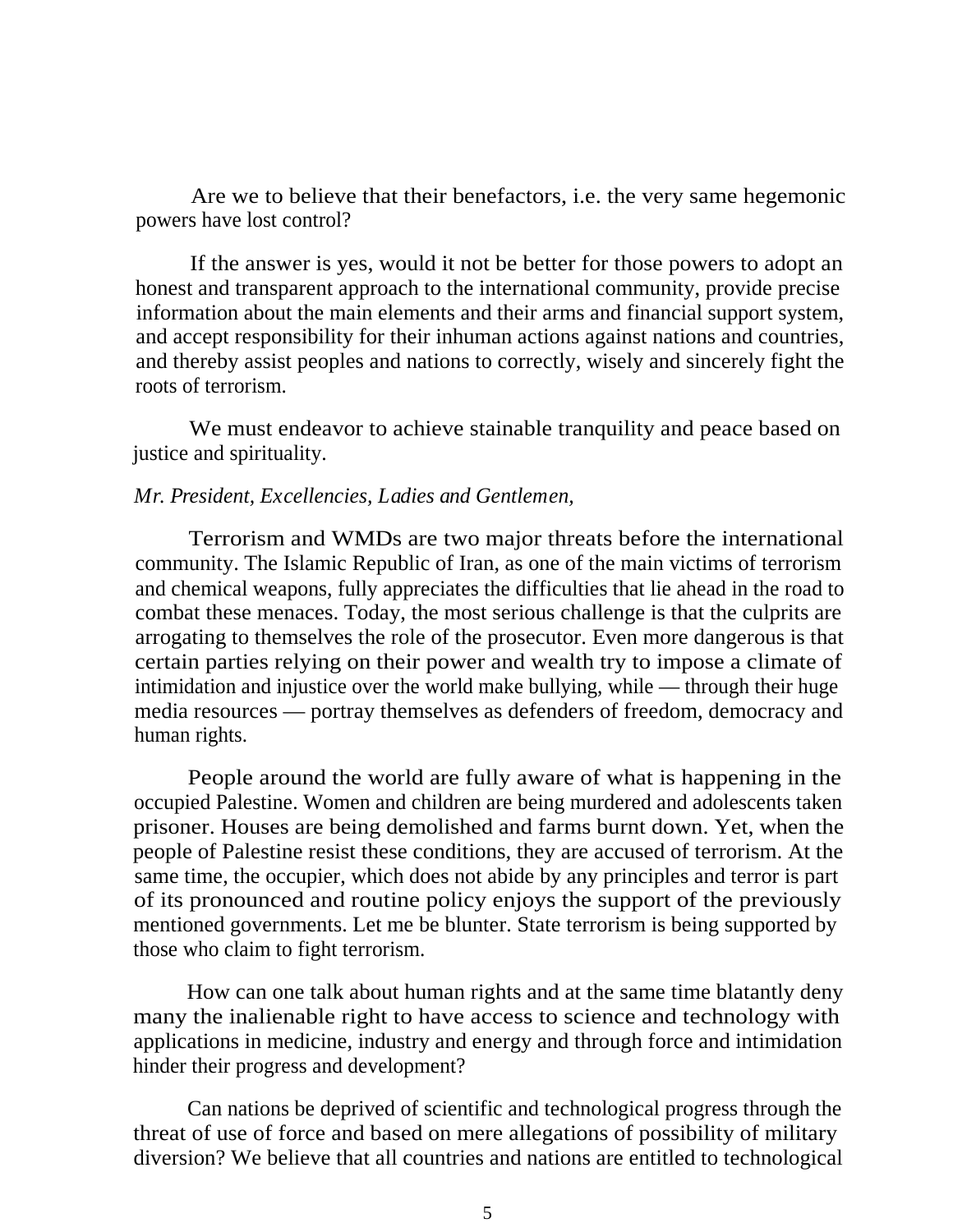Are we to believe that their benefactors, i.e. the very same hegemonic powers have lost control?

If the answer is yes, would it not be better for those powers to adopt an honest and transparent approach to the international community, provide precise information about the main elements and their arms and financial support system, and accept responsibility for their inhuman actions against nations and countries, and thereby assist peoples and nations to correctly, wisely and sincerely fight the roots of terrorism.

We must endeavor to achieve stainable tranquility and peace based on justice and spirituality.

*Mr. President, Excellencies, Ladies and Gentlemen,*

Terrorism and WMDs are two major threats before the international community. The Islamic Republic of Iran, as one of the main victims of terrorism and chemical weapons, fully appreciates the difficulties that lie ahead in the road to combat these menaces. Today, the most serious challenge is that the culprits are arrogating to themselves the role of the prosecutor. Even more dangerous is that certain parties relying on their power and wealth try to impose a climate of intimidation and injustice over the world make bullying, while — through their huge media resources — portray themselves as defenders of freedom, democracy and human rights.

People around the world are fully aware of what is happening in the occupied Palestine. Women and children are being murdered and adolescents taken prisoner. Houses are being demolished and farms burnt down. Yet, when the people of Palestine resist these conditions, they are accused of terrorism. At the same time, the occupier, which does not abide by any principles and terror is part of its pronounced and routine policy enjoys the support of the previously mentioned governments. Let me be blunter. State terrorism is being supported by those who claim to fight terrorism.

How can one talk about human rights and at the same time blatantly deny many the inalienable right to have access to science and technology with applications in medicine, industry and energy and through force and intimidation hinder their progress and development?

Can nations be deprived of scientific and technological progress through the threat of use of force and based on mere allegations of possibility of military diversion? We believe that all countries and nations are entitled to technological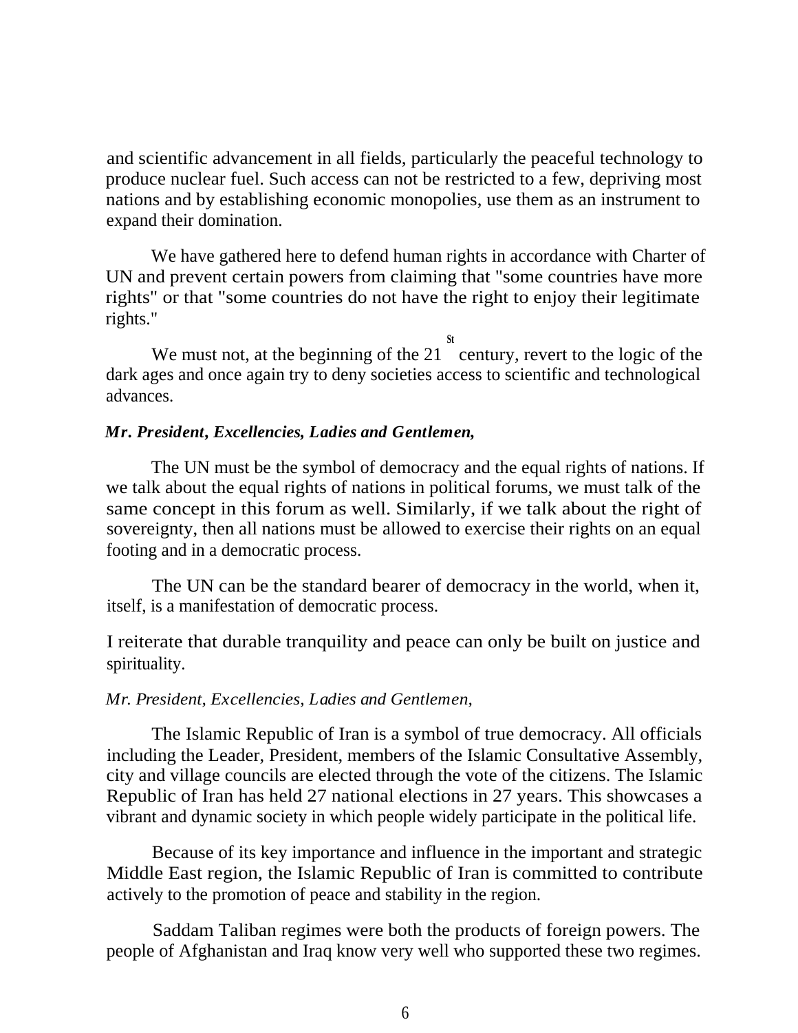and scientific advancement in all fields, particularly the peaceful technology to produce nuclear fuel. Such access can not be restricted to a few, depriving most nations and by establishing economic monopolies, use them as an instrument to expand their domination.

We have gathered here to defend human rights in accordance with Charter of UN and prevent certain powers from claiming that "some countries have more rights" or that "some countries do not have the right to enjoy their legitimate rights."

We must not, at the beginning of the 21st century, revert to the logic of the dark ages and once again try to deny societies access to scientific and technological advances.

***Mr. President, Excellencies, Ladies and Gentlemen,***

The UN must be the symbol of democracy and the equal rights of nations. If we talk about the equal rights of nations in political forums, we must talk of the same concept in this forum as well. Similarly, if we talk about the right of sovereignty, then all nations must be allowed to exercise their rights on an equal footing and in a democratic process.

The UN can be the standard bearer of democracy in the world, when it, itself, is a manifestation of democratic process.

I reiterate that durable tranquility and peace can only be built on justice and spirituality.

*Mr. President, Excellencies, Ladies and Gentlemen,*

The Islamic Republic of Iran is a symbol of true democracy. All officials including the Leader, President, members of the Islamic Consultative Assembly, city and village councils are elected through the vote of the citizens. The Islamic Republic of Iran has held 27 national elections in 27 years. This showcases a vibrant and dynamic society in which people widely participate in the political life.

Because of its key importance and influence in the important and strategic Middle East region, the Islamic Republic of Iran is committed to contribute actively to the promotion of peace and stability in the region.

Saddam Taliban regimes were both the products of foreign powers. The people of Afghanistan and Iraq know very well who supported these two regimes.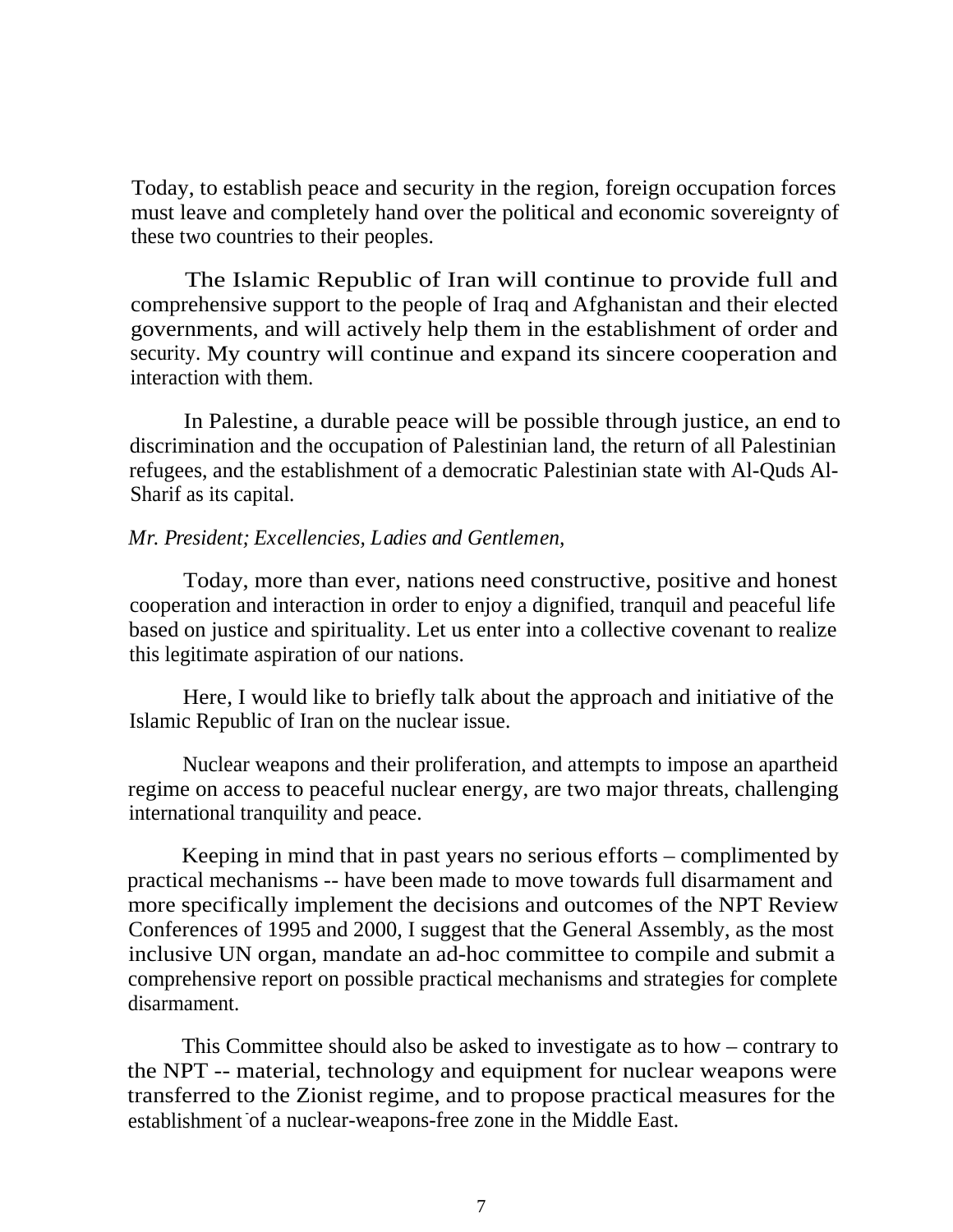Today, to establish peace and security in the region, foreign occupation forces must leave and completely hand over the political and economic sovereignty of these two countries to their peoples.

The Islamic Republic of Iran will continue to provide full and comprehensive support to the people of Iraq and Afghanistan and their elected governments, and will actively help them in the establishment of order and security. My country will continue and expand its sincere cooperation and interaction with them.

In Palestine, a durable peace will be possible through justice, an end to discrimination and the occupation of Palestinian land, the return of all Palestinian refugees, and the establishment of a democratic Palestinian state with Al-Quds Al-Sharif as its capital.

*Mr. President; Excellencies, Ladies and Gentlemen,*

Today, more than ever, nations need constructive, positive and honest cooperation and interaction in order to enjoy a dignified, tranquil and peaceful life based on justice and spirituality. Let us enter into a collective covenant to realize this legitimate aspiration of our nations.

Here, I would like to briefly talk about the approach and initiative of the Islamic Republic of Iran on the nuclear issue.

Nuclear weapons and their proliferation, and attempts to impose an apartheid regime on access to peaceful nuclear energy, are two major threats, challenging international tranquility and peace.

Keeping in mind that in past years no serious efforts – complimented by practical mechanisms -- have been made to move towards full disarmament and more specifically implement the decisions and outcomes of the NPT Review Conferences of 1995 and 2000, I suggest that the General Assembly, as the most inclusive UN organ, mandate an ad-hoc committee to compile and submit a comprehensive report on possible practical mechanisms and strategies for complete disarmament.

This Committee should also be asked to investigate as to how – contrary to the NPT -- material, technology and equipment for nuclear weapons were transferred to the Zionist regime, and to propose practical measures for the establishment of a nuclear-weapons-free zone in the Middle East.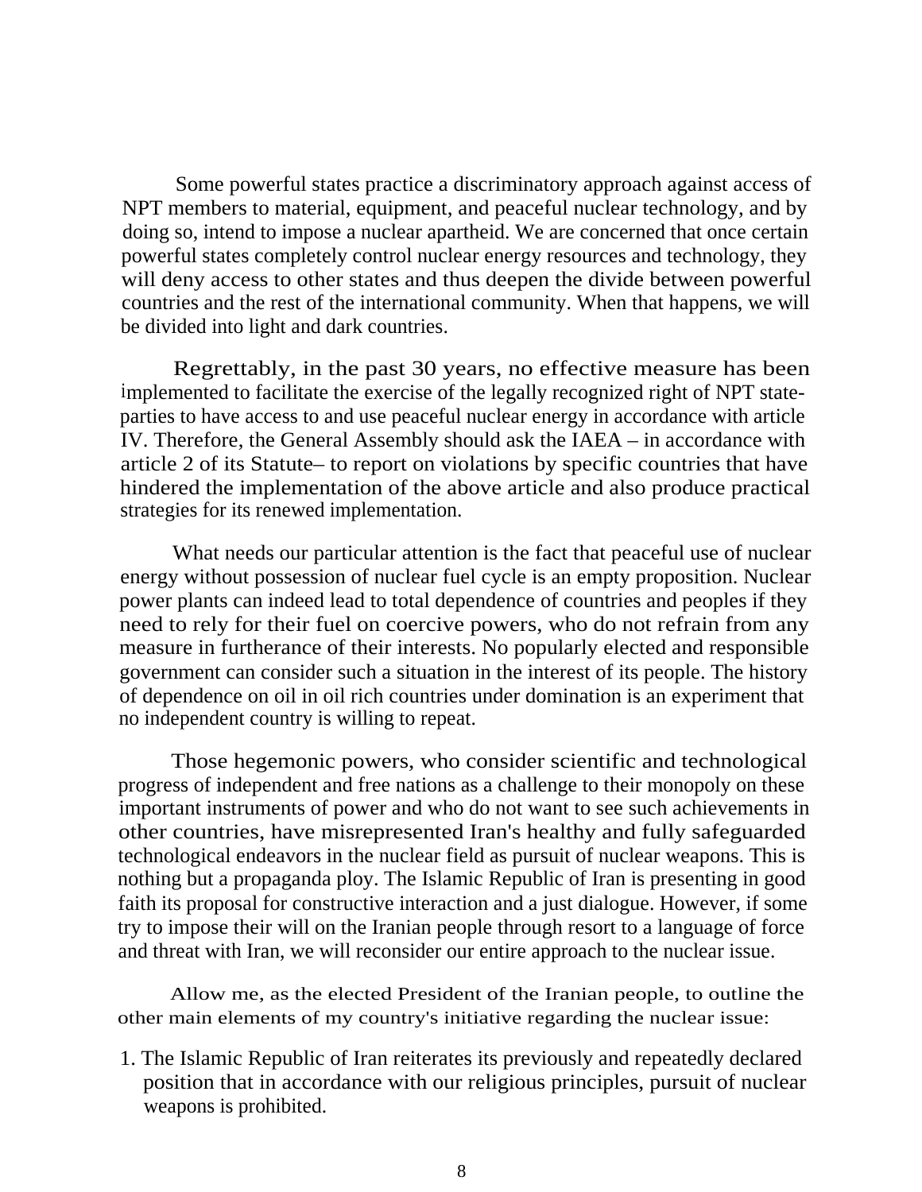Some powerful states practice a discriminatory approach against access of NPT members to material, equipment, and peaceful nuclear technology, and by doing so, intend to impose a nuclear apartheid. We are concerned that once certain powerful states completely control nuclear energy resources and technology, they will deny access to other states and thus deepen the divide between powerful countries and the rest of the international community. When that happens, we will be divided into light and dark countries.

Regrettably, in the past 30 years, no effective measure has been implemented to facilitate the exercise of the legally recognized right of NPT state-parties to have access to and use peaceful nuclear energy in accordance with article IV. Therefore, the General Assembly should ask the IAEA – in accordance with article 2 of its Statute– to report on violations by specific countries that have hindered the implementation of the above article and also produce practical strategies for its renewed implementation.

What needs our particular attention is the fact that peaceful use of nuclear energy without possession of nuclear fuel cycle is an empty proposition. Nuclear power plants can indeed lead to total dependence of countries and peoples if they need to rely for their fuel on coercive powers, who do not refrain from any measure in furtherance of their interests. No popularly elected and responsible government can consider such a situation in the interest of its people. The history of dependence on oil in oil rich countries under domination is an experiment that no independent country is willing to repeat.

Those hegemonic powers, who consider scientific and technological progress of independent and free nations as a challenge to their monopoly on these important instruments of power and who do not want to see such achievements in other countries, have misrepresented Iran's healthy and fully safeguarded technological endeavors in the nuclear field as pursuit of nuclear weapons. This is nothing but a propaganda ploy. The Islamic Republic of Iran is presenting in good faith its proposal for constructive interaction and a just dialogue. However, if some try to impose their will on the Iranian people through resort to a language of force and threat with Iran, we will reconsider our entire approach to the nuclear issue.

Allow me, as the elected President of the Iranian people, to outline the other main elements of my country's initiative regarding the nuclear issue:

1. The Islamic Republic of Iran reiterates its previously and repeatedly declared position that in accordance with our religious principles, pursuit of nuclear weapons is prohibited.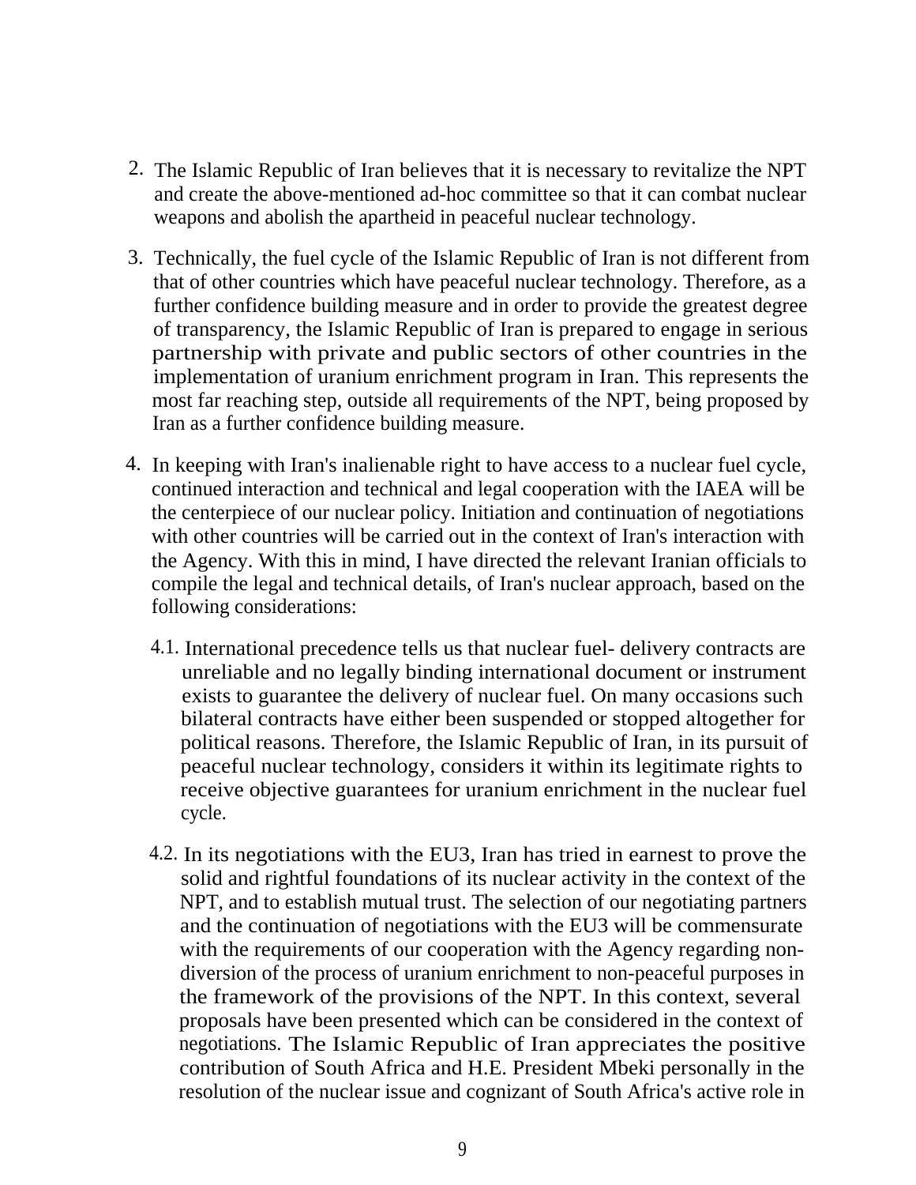2. The Islamic Republic of Iran believes that it is necessary to revitalize the NPT and create the above-mentioned ad-hoc committee so that it can combat nuclear weapons and abolish the apartheid in peaceful nuclear technology.

3. Technically, the fuel cycle of the Islamic Republic of Iran is not different from that of other countries which have peaceful nuclear technology. Therefore, as a further confidence building measure and in order to provide the greatest degree of transparency, the Islamic Republic of Iran is prepared to engage in serious partnership with private and public sectors of other countries in the implementation of uranium enrichment program in Iran. This represents the most far reaching step, outside all requirements of the NPT, being proposed by Iran as a further confidence building measure.

4. In keeping with Iran's inalienable right to have access to a nuclear fuel cycle, continued interaction and technical and legal cooperation with the IAEA will be the centerpiece of our nuclear policy. Initiation and continuation of negotiations with other countries will be carried out in the context of Iran's interaction with the Agency. With this in mind, I have directed the relevant Iranian officials to compile the legal and technical details, of Iran's nuclear approach, based on the following considerations:

   4.1. International precedence tells us that nuclear fuel- delivery contracts are unreliable and no legally binding international document or instrument exists to guarantee the delivery of nuclear fuel. On many occasions such bilateral contracts have either been suspended or stopped altogether for political reasons. Therefore, the Islamic Republic of Iran, in its pursuit of peaceful nuclear technology, considers it within its legitimate rights to receive objective guarantees for uranium enrichment in the nuclear fuel cycle.

   4.2. In its negotiations with the EU3, Iran has tried in earnest to prove the solid and rightful foundations of its nuclear activity in the context of the NPT, and to establish mutual trust. The selection of our negotiating partners and the continuation of negotiations with the EU3 will be commensurate with the requirements of our cooperation with the Agency regarding non-diversion of the process of uranium enrichment to non-peaceful purposes in the framework of the provisions of the NPT. In this context, several proposals have been presented which can be considered in the context of negotiations. The Islamic Republic of Iran appreciates the positive contribution of South Africa and H.E. President Mbeki personally in the resolution of the nuclear issue and cognizant of South Africa's active role in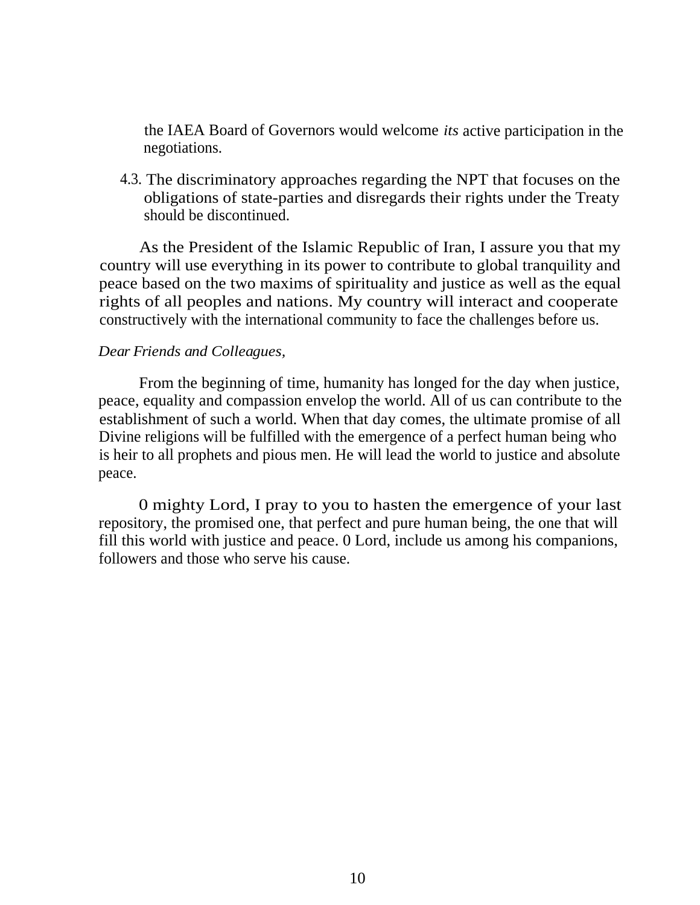the IAEA Board of Governors would welcome *its* active participation in the negotiations.

4.3. The discriminatory approaches regarding the NPT that focuses on the obligations of state-parties and disregards their rights under the Treaty should be discontinued.

As the President of the Islamic Republic of Iran, I assure you that my country will use everything in its power to contribute to global tranquility and peace based on the two maxims of spirituality and justice as well as the equal rights of all peoples and nations. My country will interact and cooperate constructively with the international community to face the challenges before us.

*Dear Friends and Colleagues,*

From the beginning of time, humanity has longed for the day when justice, peace, equality and compassion envelop the world. All of us can contribute to the establishment of such a world. When that day comes, the ultimate promise of all Divine religions will be fulfilled with the emergence of a perfect human being who is heir to all prophets and pious men. He will lead the world to justice and absolute peace.

0 mighty Lord, I pray to you to hasten the emergence of your last repository, the promised one, that perfect and pure human being, the one that will fill this world with justice and peace. 0 Lord, include us among his companions, followers and those who serve his cause.